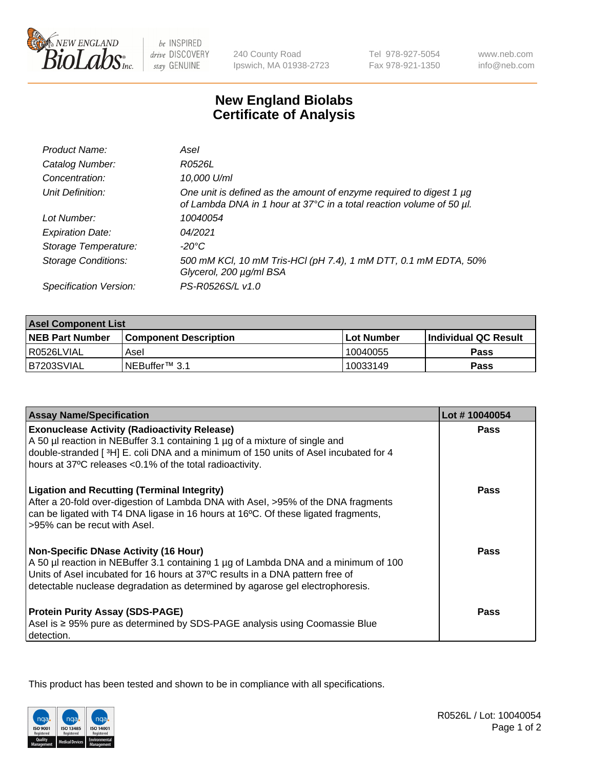New England BioLabs Inc. — be INSPIRED drive DISCOVERY stay GENUINE

240 County Road
Ipswich, MA 01938-2723

Tel 978-927-5054
Fax 978-921-1350

www.neb.com
info@neb.com

# New England Biolabs
# Certificate of Analysis

| | |
|---|---|
| *Product Name:* | *AseI* |
| *Catalog Number:* | *R0526L* |
| *Concentration:* | *10,000 U/ml* |
| *Unit Definition:* | *One unit is defined as the amount of enzyme required to digest 1 µg of Lambda DNA in 1 hour at 37°C in a total reaction volume of 50 µl.* |
| *Lot Number:* | *10040054* |
| *Expiration Date:* | *04/2021* |
| *Storage Temperature:* | *-20°C* |
| *Storage Conditions:* | *500 mM KCl, 10 mM Tris-HCl (pH 7.4), 1 mM DTT, 0.1 mM EDTA, 50% Glycerol, 200 µg/ml BSA* |
| *Specification Version:* | *PS-R0526S/L v1.0* |

| **AseI Component List** | | | |
|---|---|---|---|
| **NEB Part Number** | **Component Description** | **Lot Number** | **Individual QC Result** |
| R0526LVIAL | AseI | 10040055 | **Pass** |
| B7203SVIAL | NEBuffer™ 3.1 | 10033149 | **Pass** |

| **Assay Name/Specification** | **Lot # 10040054** |
|---|---|
| **Exonuclease Activity (Radioactivity Release)**<br>A 50 µl reaction in NEBuffer 3.1 containing 1 µg of a mixture of single and double-stranded [ ³H] E. coli DNA and a minimum of 150 units of AseI incubated for 4 hours at 37ºC releases <0.1% of the total radioactivity. | **Pass** |
| **Ligation and Recutting (Terminal Integrity)**<br>After a 20-fold over-digestion of Lambda DNA with AseI, >95% of the DNA fragments can be ligated with T4 DNA ligase in 16 hours at 16ºC. Of these ligated fragments, >95% can be recut with AseI. | **Pass** |
| **Non-Specific DNase Activity (16 Hour)**<br>A 50 µl reaction in NEBuffer 3.1 containing 1 µg of Lambda DNA and a minimum of 100 Units of AseI incubated for 16 hours at 37ºC results in a DNA pattern free of detectable nuclease degradation as determined by agarose gel electrophoresis. | **Pass** |
| **Protein Purity Assay (SDS-PAGE)**<br>AseI is ≥ 95% pure as determined by SDS-PAGE analysis using Coomassie Blue detection. | **Pass** |

This product has been tested and shown to be in compliance with all specifications.

R0526L / Lot: 10040054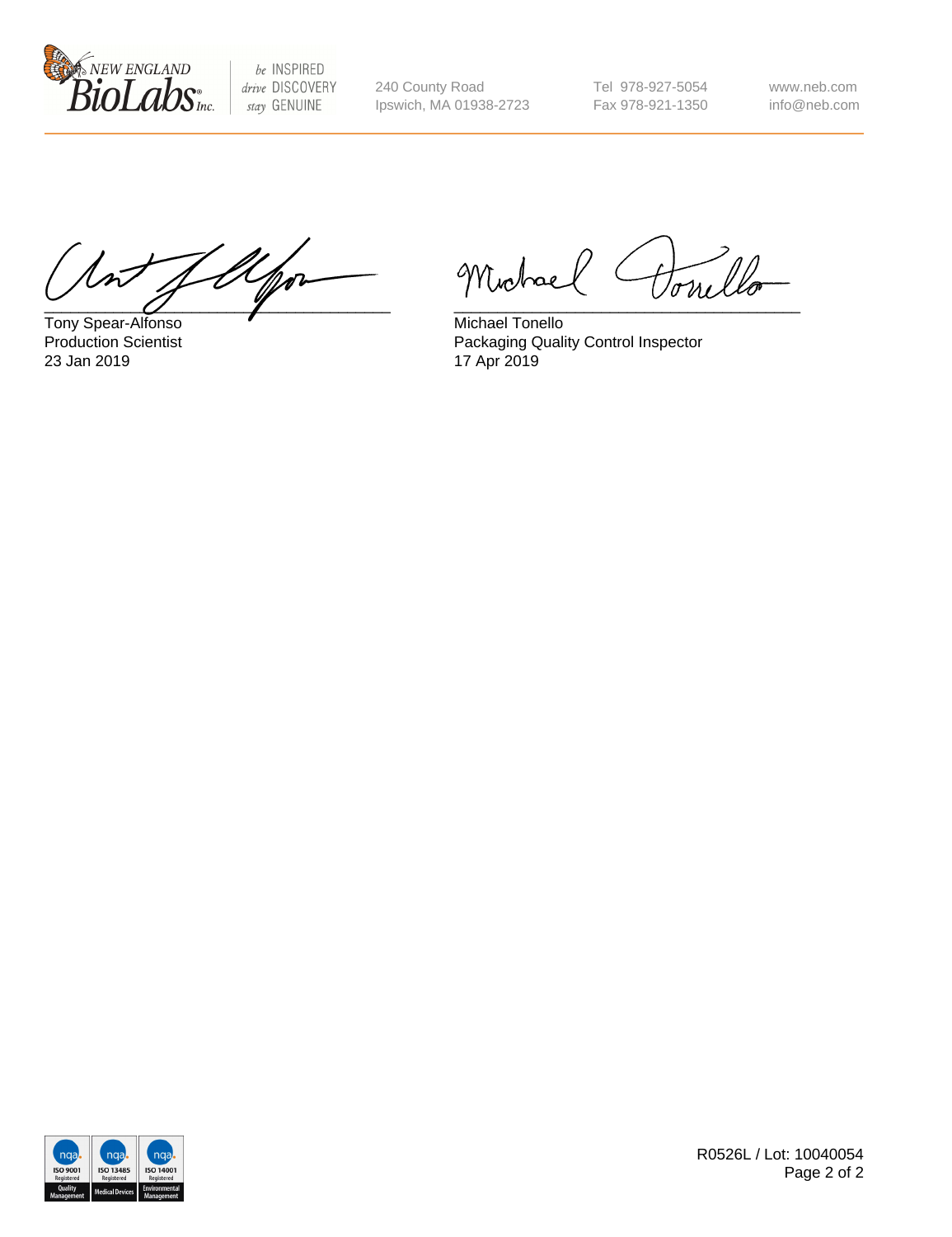Tony Spear-Alfonso
Production Scientist
23 Jan 2019

Michael Tonello
Packaging Quality Control Inspector
17 Apr 2019